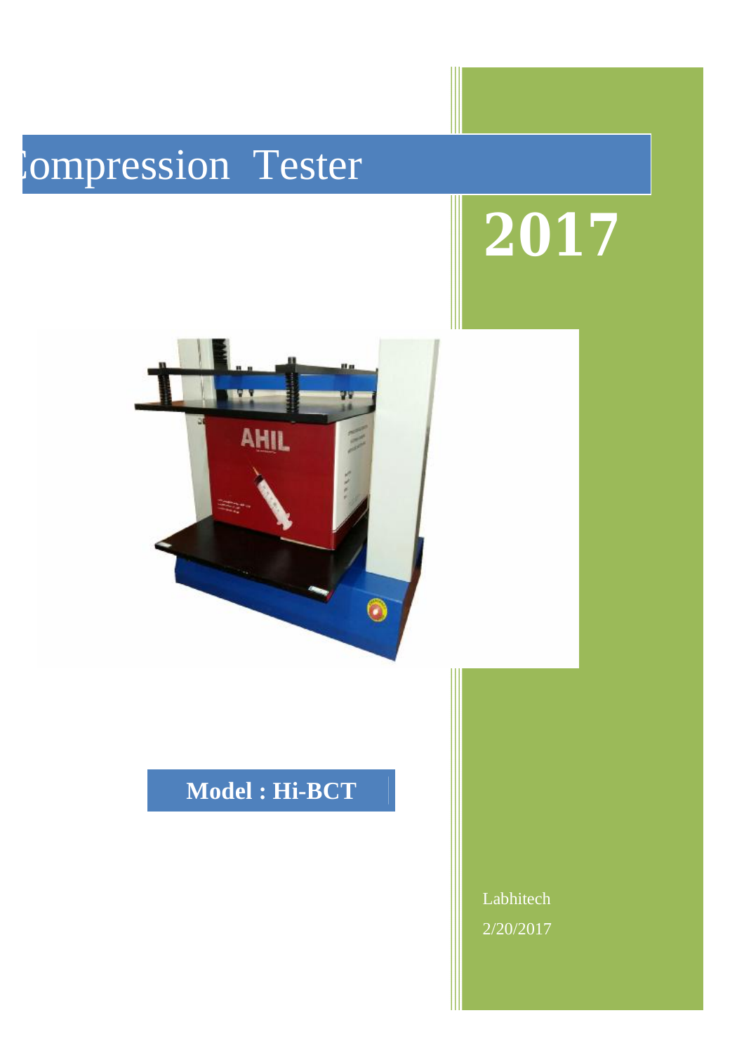# Compression Tester

# 2017

**Model : Hi-BCT**

Labhitech

2/20/2017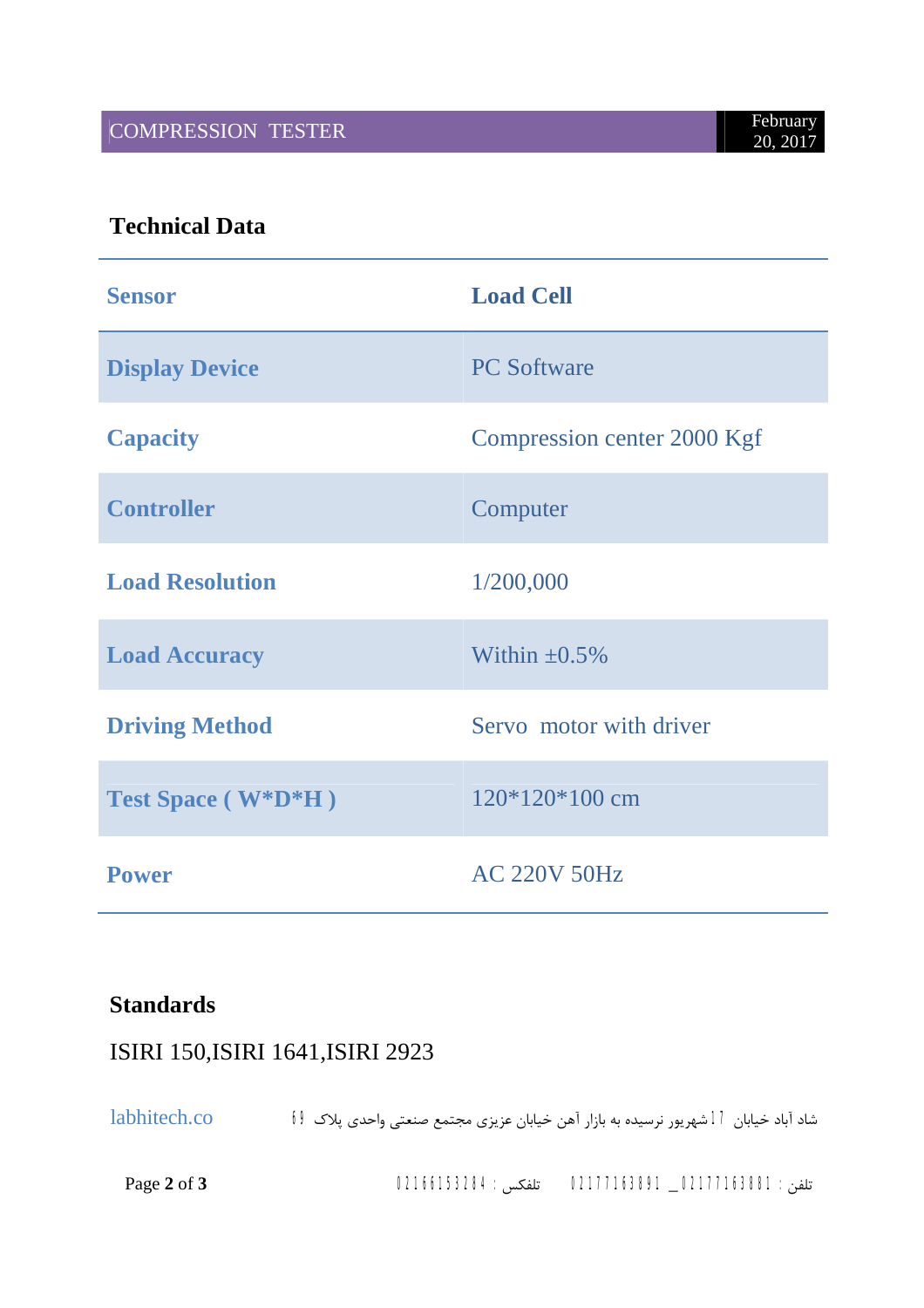## Technical Data

| Sensor | Load Cell |
|---|---|
| Display Device | PC Software |
| Capacity | Compression center 2000 Kgf |
| Controller | Computer |
| Load Resolution | 1/200,000 |
| Load Accuracy | Within ±0.5% |
| Driving Method | Servo  motor with driver |
| Test Space ( W*D*H ) | 120*120*100 cm |
| Power | AC 220V 50Hz |

## Standards

ISIRI 150,ISIRI 1641,ISIRI 2923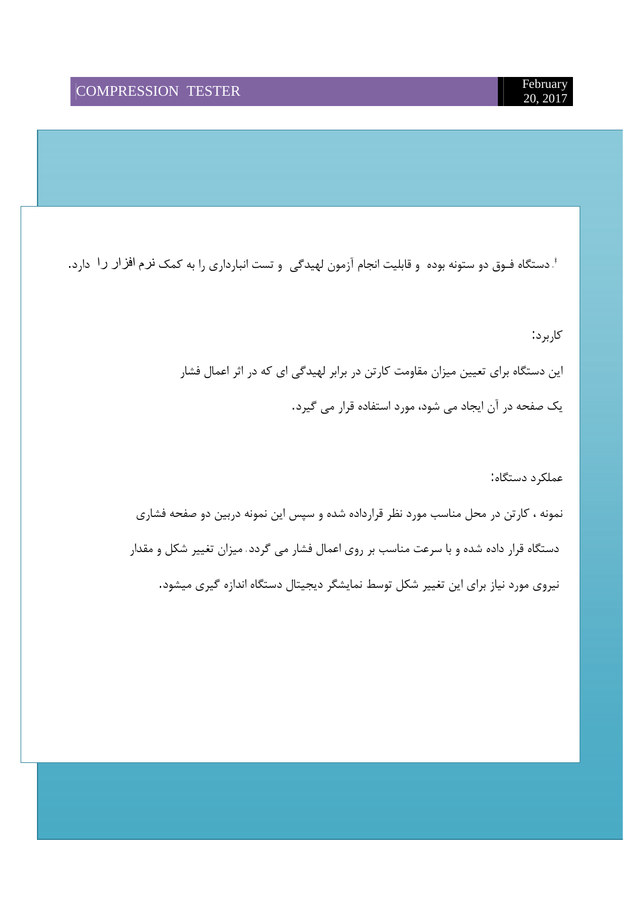دستگاه فـوق دو ستونه بوده و قابلیت انجام آزمون لهیدگی و تست انبارداری را به کمک نرم افزار را دارد.

کاربرد:

این دستگاه برای تعیین میزان مقاومت کارتن در برابر لهیدگی ای که در اثر اعمال فشار یک صفحه در آن ایجاد می شود، مورد استفاده قرار می گیرد.

عملکرد دستگاه:

نمونه ، کارتن در محل مناسب مورد نظر قرارداده شده و سپس این نمونه دربین دو صفحه فشاری دستگاه قرار داده شده و با سرعت مناسب بر روی اعمال فشار می گردد. میزان تغییر شکل و مقدار نیروی مورد نیاز برای این تغییر شکل توسط نمایشگر دیجیتال دستگاه اندازه گیری میشود.